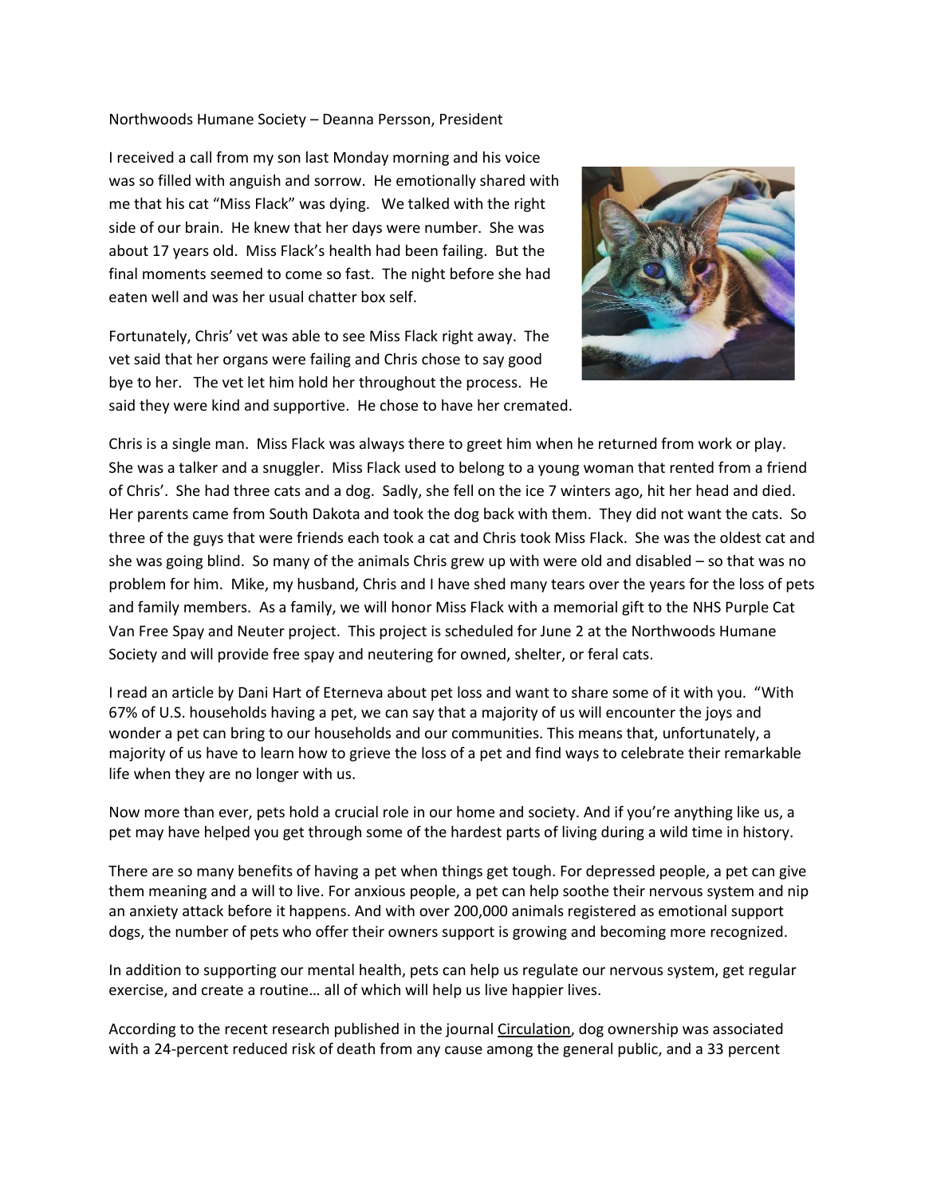Northwoods Humane Society – Deanna Persson, President

I received a call from my son last Monday morning and his voice was so filled with anguish and sorrow. He emotionally shared with me that his cat "Miss Flack" was dying. We talked with the right side of our brain. He knew that her days were number. She was about 17 years old. Miss Flack's health had been failing. But the final moments seemed to come so fast. The night before she had eaten well and was her usual chatter box self.

Fortunately, Chris' vet was able to see Miss Flack right away. The vet said that her organs were failing and Chris chose to say good bye to her. The vet let him hold her throughout the process. He said they were kind and supportive. He chose to have her cremated.

Chris is a single man. Miss Flack was always there to greet him when he returned from work or play. She was a talker and a snuggler. Miss Flack used to belong to a young woman that rented from a friend of Chris'. She had three cats and a dog. Sadly, she fell on the ice 7 winters ago, hit her head and died. Her parents came from South Dakota and took the dog back with them. They did not want the cats. So three of the guys that were friends each took a cat and Chris took Miss Flack. She was the oldest cat and she was going blind. So many of the animals Chris grew up with were old and disabled – so that was no problem for him. Mike, my husband, Chris and I have shed many tears over the years for the loss of pets and family members. As a family, we will honor Miss Flack with a memorial gift to the NHS Purple Cat Van Free Spay and Neuter project. This project is scheduled for June 2 at the Northwoods Humane Society and will provide free spay and neutering for owned, shelter, or feral cats.

I read an article by Dani Hart of Eterneva about pet loss and want to share some of it with you. "With 67% of U.S. households having a pet, we can say that a majority of us will encounter the joys and wonder a pet can bring to our households and our communities. This means that, unfortunately, a majority of us have to learn how to grieve the loss of a pet and find ways to celebrate their remarkable life when they are no longer with us.

Now more than ever, pets hold a crucial role in our home and society. And if you're anything like us, a pet may have helped you get through some of the hardest parts of living during a wild time in history.

There are so many benefits of having a pet when things get tough. For depressed people, a pet can give them meaning and a will to live. For anxious people, a pet can help soothe their nervous system and nip an anxiety attack before it happens. And with over 200,000 animals registered as emotional support dogs, the number of pets who offer their owners support is growing and becoming more recognized.

In addition to supporting our mental health, pets can help us regulate our nervous system, get regular exercise, and create a routine… all of which will help us live happier lives.

According to the recent research published in the journal Circulation, dog ownership was associated with a 24-percent reduced risk of death from any cause among the general public, and a 33 percent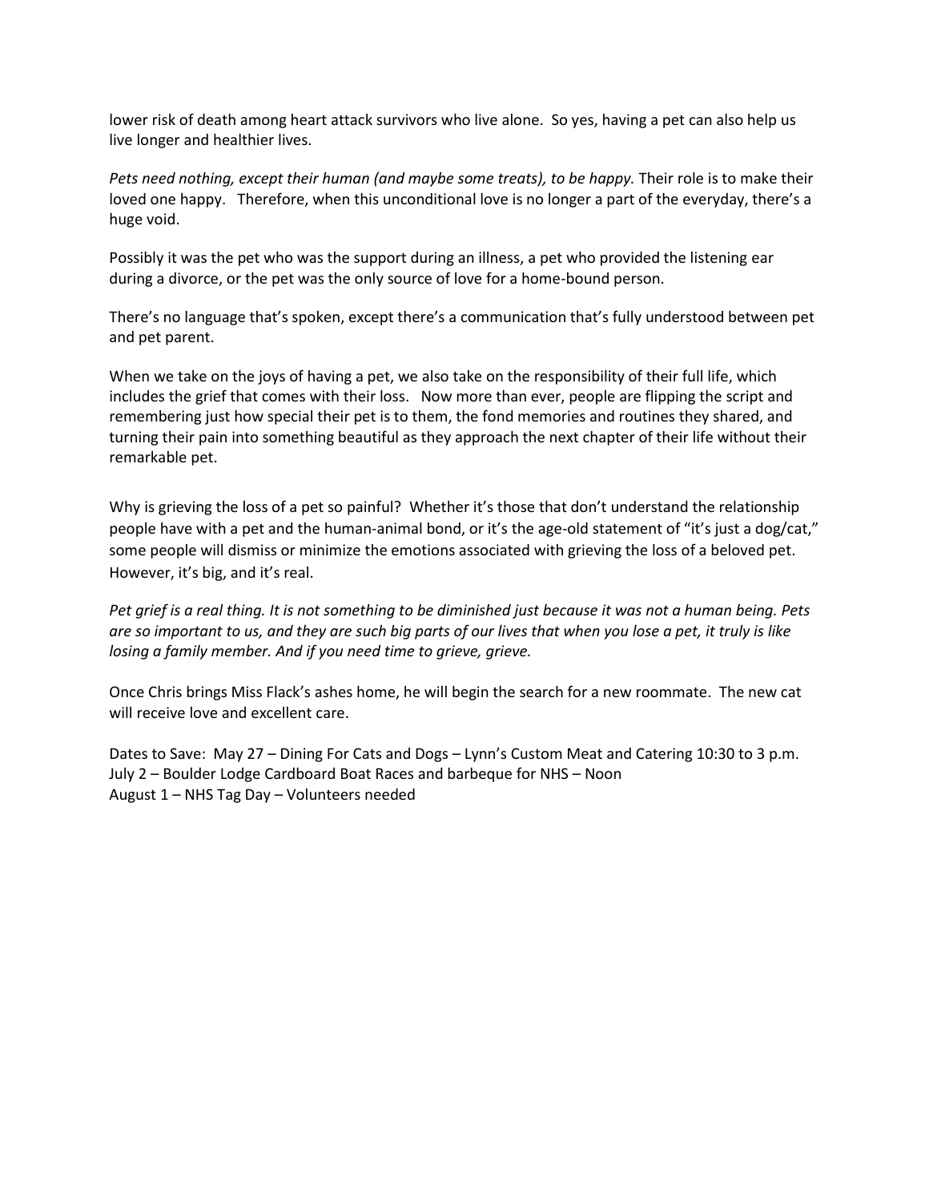lower risk of death among heart attack survivors who live alone. So yes, having a pet can also help us live longer and healthier lives.

*Pets need nothing, except their human (and maybe some treats), to be happy.* Their role is to make their loved one happy. Therefore, when this unconditional love is no longer a part of the everyday, there's a huge void.

Possibly it was the pet who was the support during an illness, a pet who provided the listening ear during a divorce, or the pet was the only source of love for a home-bound person.

There's no language that's spoken, except there's a communication that's fully understood between pet and pet parent.

When we take on the joys of having a pet, we also take on the responsibility of their full life, which includes the grief that comes with their loss. Now more than ever, people are flipping the script and remembering just how special their pet is to them, the fond memories and routines they shared, and turning their pain into something beautiful as they approach the next chapter of their life without their remarkable pet.

Why is grieving the loss of a pet so painful? Whether it's those that don't understand the relationship people have with a pet and the human-animal bond, or it's the age-old statement of "it's just a dog/cat," some people will dismiss or minimize the emotions associated with grieving the loss of a beloved pet. However, it's big, and it's real.

*Pet grief is a real thing. It is not something to be diminished just because it was not a human being. Pets are so important to us, and they are such big parts of our lives that when you lose a pet, it truly is like losing a family member. And if you need time to grieve, grieve.*

Once Chris brings Miss Flack's ashes home, he will begin the search for a new roommate. The new cat will receive love and excellent care.

Dates to Save: May 27 – Dining For Cats and Dogs – Lynn's Custom Meat and Catering 10:30 to 3 p.m.
July 2 – Boulder Lodge Cardboard Boat Races and barbeque for NHS – Noon
August 1 – NHS Tag Day – Volunteers needed